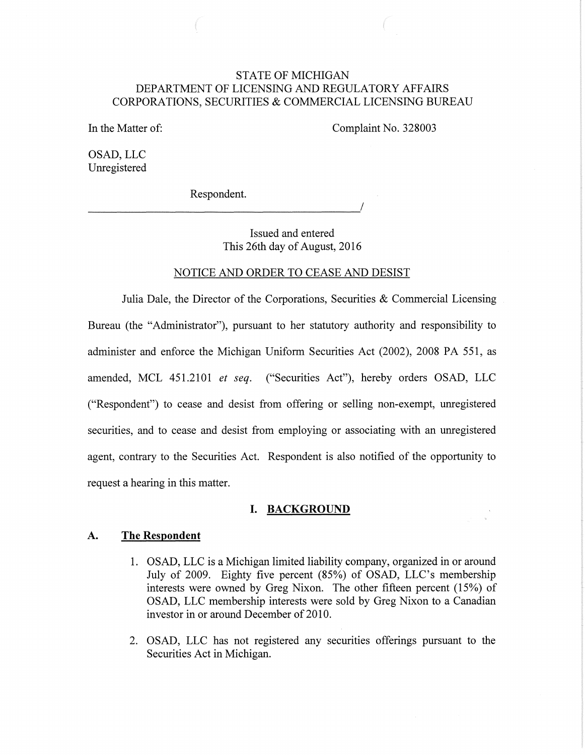STATE OF MICHIGAN
DEPARTMENT OF LICENSING AND REGULATORY AFFAIRS
CORPORATIONS, SECURITIES & COMMERCIAL LICENSING BUREAU

In the Matter of:

Complaint No. 328003

OSAD, LLC
Unregistered

Respondent.

______________________________________________/

Issued and entered
This 26th day of August, 2016

NOTICE AND ORDER TO CEASE AND DESIST

Julia Dale, the Director of the Corporations, Securities & Commercial Licensing Bureau (the "Administrator"), pursuant to her statutory authority and responsibility to administer and enforce the Michigan Uniform Securities Act (2002), 2008 PA 551, as amended, MCL 451.2101 *et seq.* ("Securities Act"), hereby orders OSAD, LLC ("Respondent") to cease and desist from offering or selling non-exempt, unregistered securities, and to cease and desist from employing or associating with an unregistered agent, contrary to the Securities Act. Respondent is also notified of the opportunity to request a hearing in this matter.

## I. BACKGROUND

### A. The Respondent

1. OSAD, LLC is a Michigan limited liability company, organized in or around July of 2009. Eighty five percent (85%) of OSAD, LLC's membership interests were owned by Greg Nixon. The other fifteen percent (15%) of OSAD, LLC membership interests were sold by Greg Nixon to a Canadian investor in or around December of 2010.

2. OSAD, LLC has not registered any securities offerings pursuant to the Securities Act in Michigan.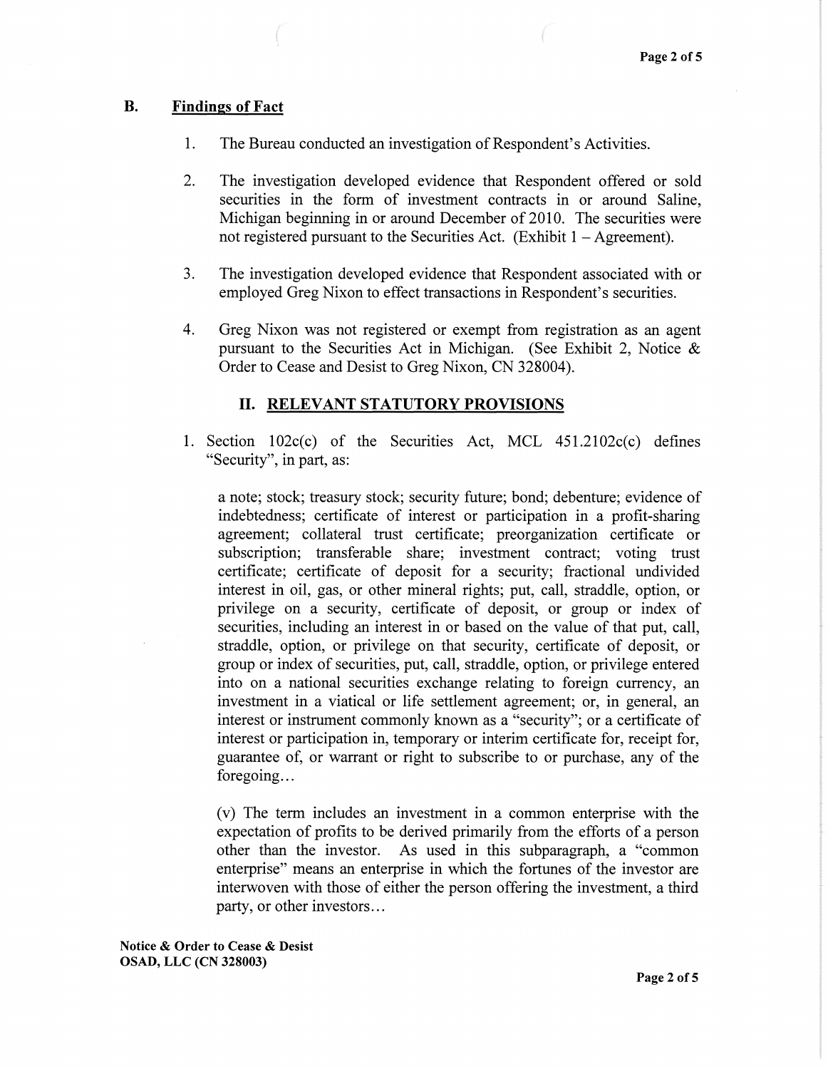### B. Findings of Fact

1. The Bureau conducted an investigation of Respondent's Activities.

2. The investigation developed evidence that Respondent offered or sold securities in the form of investment contracts in or around Saline, Michigan beginning in or around December of 2010. The securities were not registered pursuant to the Securities Act. (Exhibit 1 – Agreement).

3. The investigation developed evidence that Respondent associated with or employed Greg Nixon to effect transactions in Respondent's securities.

4. Greg Nixon was not registered or exempt from registration as an agent pursuant to the Securities Act in Michigan. (See Exhibit 2, Notice & Order to Cease and Desist to Greg Nixon, CN 328004).

## II. RELEVANT STATUTORY PROVISIONS

1. Section 102c(c) of the Securities Act, MCL 451.2102c(c) defines "Security", in part, as:

   a note; stock; treasury stock; security future; bond; debenture; evidence of indebtedness; certificate of interest or participation in a profit-sharing agreement; collateral trust certificate; preorganization certificate or subscription; transferable share; investment contract; voting trust certificate; certificate of deposit for a security; fractional undivided interest in oil, gas, or other mineral rights; put, call, straddle, option, or privilege on a security, certificate of deposit, or group or index of securities, including an interest in or based on the value of that put, call, straddle, option, or privilege on that security, certificate of deposit, or group or index of securities, put, call, straddle, option, or privilege entered into on a national securities exchange relating to foreign currency, an investment in a viatical or life settlement agreement; or, in general, an interest or instrument commonly known as a "security"; or a certificate of interest or participation in, temporary or interim certificate for, receipt for, guarantee of, or warrant or right to subscribe to or purchase, any of the foregoing…

   (v) The term includes an investment in a common enterprise with the expectation of profits to be derived primarily from the efforts of a person other than the investor. As used in this subparagraph, a "common enterprise" means an enterprise in which the fortunes of the investor are interwoven with those of either the person offering the investment, a third party, or other investors…

**Notice & Order to Cease & Desist**
**OSAD, LLC (CN 328003)**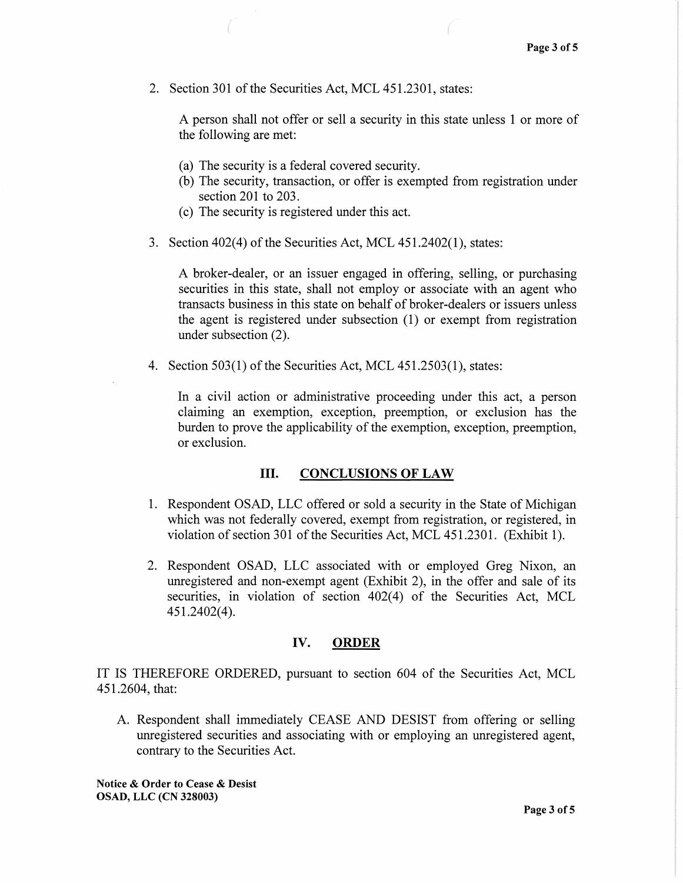2. Section 301 of the Securities Act, MCL 451.2301, states:

   A person shall not offer or sell a security in this state unless 1 or more of the following are met:

   (a) The security is a federal covered security.
   (b) The security, transaction, or offer is exempted from registration under section 201 to 203.
   (c) The security is registered under this act.

3. Section 402(4) of the Securities Act, MCL 451.2402(1), states:

   A broker-dealer, or an issuer engaged in offering, selling, or purchasing securities in this state, shall not employ or associate with an agent who transacts business in this state on behalf of broker-dealers or issuers unless the agent is registered under subsection (1) or exempt from registration under subsection (2).

4. Section 503(1) of the Securities Act, MCL 451.2503(1), states:

   In a civil action or administrative proceeding under this act, a person claiming an exemption, exception, preemption, or exclusion has the burden to prove the applicability of the exemption, exception, preemption, or exclusion.

## III. CONCLUSIONS OF LAW

1. Respondent OSAD, LLC offered or sold a security in the State of Michigan which was not federally covered, exempt from registration, or registered, in violation of section 301 of the Securities Act, MCL 451.2301. (Exhibit 1).

2. Respondent OSAD, LLC associated with or employed Greg Nixon, an unregistered and non-exempt agent (Exhibit 2), in the offer and sale of its securities, in violation of section 402(4) of the Securities Act, MCL 451.2402(4).

## IV. ORDER

IT IS THEREFORE ORDERED, pursuant to section 604 of the Securities Act, MCL 451.2604, that:

A. Respondent shall immediately CEASE AND DESIST from offering or selling unregistered securities and associating with or employing an unregistered agent, contrary to the Securities Act.

**Notice & Order to Cease & Desist**
**OSAD, LLC (CN 328003)**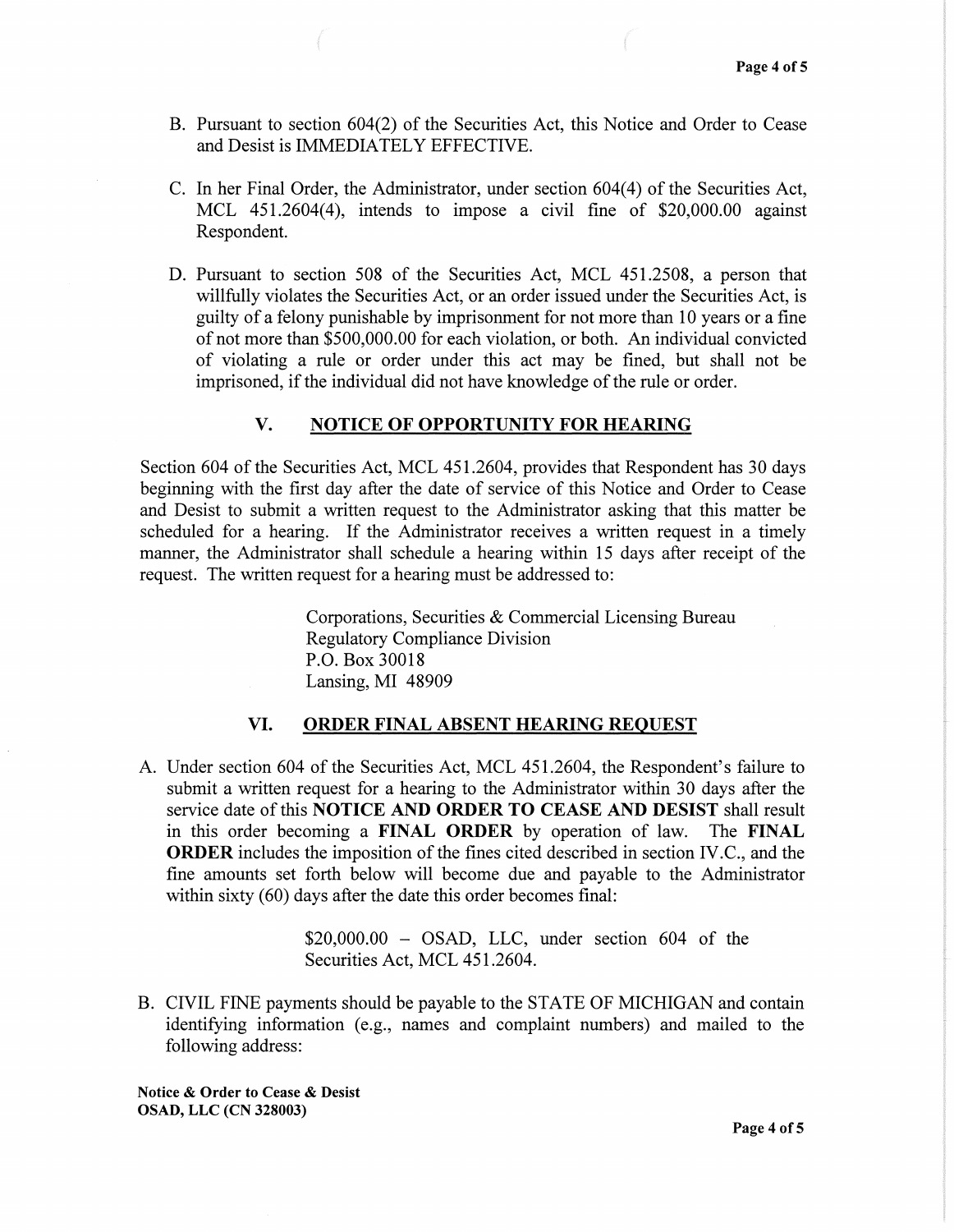B. Pursuant to section 604(2) of the Securities Act, this Notice and Order to Cease and Desist is IMMEDIATELY EFFECTIVE.

C. In her Final Order, the Administrator, under section 604(4) of the Securities Act, MCL 451.2604(4), intends to impose a civil fine of $20,000.00 against Respondent.

D. Pursuant to section 508 of the Securities Act, MCL 451.2508, a person that willfully violates the Securities Act, or an order issued under the Securities Act, is guilty of a felony punishable by imprisonment for not more than 10 years or a fine of not more than $500,000.00 for each violation, or both. An individual convicted of violating a rule or order under this act may be fined, but shall not be imprisoned, if the individual did not have knowledge of the rule or order.

## V. NOTICE OF OPPORTUNITY FOR HEARING

Section 604 of the Securities Act, MCL 451.2604, provides that Respondent has 30 days beginning with the first day after the date of service of this Notice and Order to Cease and Desist to submit a written request to the Administrator asking that this matter be scheduled for a hearing. If the Administrator receives a written request in a timely manner, the Administrator shall schedule a hearing within 15 days after receipt of the request. The written request for a hearing must be addressed to:

> Corporations, Securities & Commercial Licensing Bureau
> Regulatory Compliance Division
> P.O. Box 30018
> Lansing, MI 48909

## VI. ORDER FINAL ABSENT HEARING REQUEST

A. Under section 604 of the Securities Act, MCL 451.2604, the Respondent's failure to submit a written request for a hearing to the Administrator within 30 days after the service date of this **NOTICE AND ORDER TO CEASE AND DESIST** shall result in this order becoming a **FINAL ORDER** by operation of law. The **FINAL ORDER** includes the imposition of the fines cited described in section IV.C., and the fine amounts set forth below will become due and payable to the Administrator within sixty (60) days after the date this order becomes final:

> $20,000.00 – OSAD, LLC, under section 604 of the Securities Act, MCL 451.2604.

B. CIVIL FINE payments should be payable to the STATE OF MICHIGAN and contain identifying information (e.g., names and complaint numbers) and mailed to the following address:

**Notice & Order to Cease & Desist**
**OSAD, LLC (CN 328003)**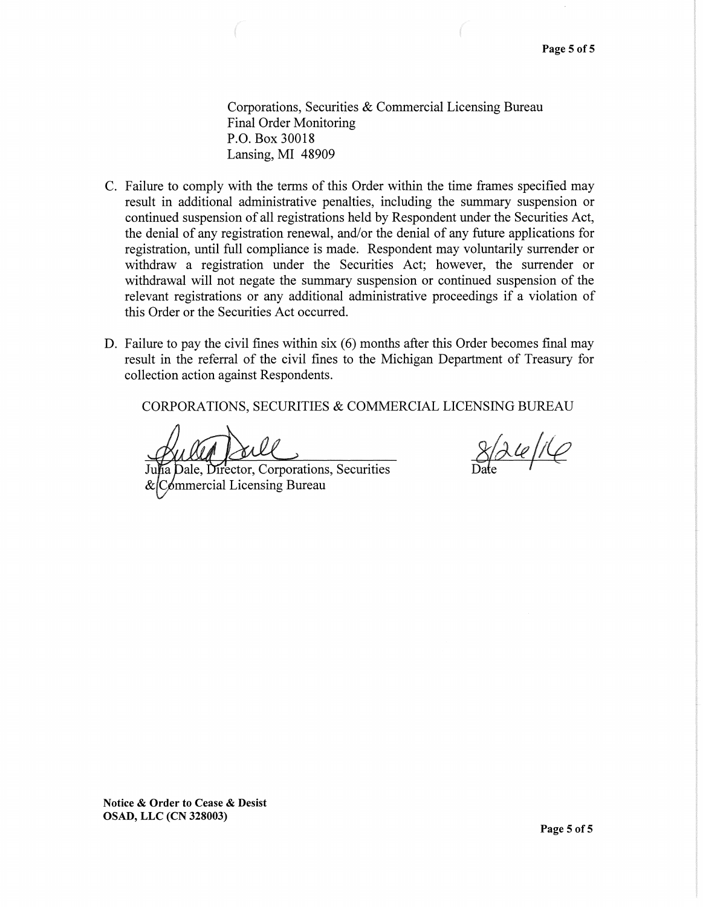Corporations, Securities & Commercial Licensing Bureau
Final Order Monitoring
P.O. Box 30018
Lansing, MI 48909

C. Failure to comply with the terms of this Order within the time frames specified may result in additional administrative penalties, including the summary suspension or continued suspension of all registrations held by Respondent under the Securities Act, the denial of any registration renewal, and/or the denial of any future applications for registration, until full compliance is made. Respondent may voluntarily surrender or withdraw a registration under the Securities Act; however, the surrender or withdrawal will not negate the summary suspension or continued suspension of the relevant registrations or any additional administrative proceedings if a violation of this Order or the Securities Act occurred.

D. Failure to pay the civil fines within six (6) months after this Order becomes final may result in the referral of the civil fines to the Michigan Department of Treasury for collection action against Respondents.

CORPORATIONS, SECURITIES & COMMERCIAL LICENSING BUREAU

Julia Dale, Director, Corporations, Securities & Commercial Licensing Bureau

8/26/16
Date

**Notice & Order to Cease & Desist**
**OSAD, LLC (CN 328003)**